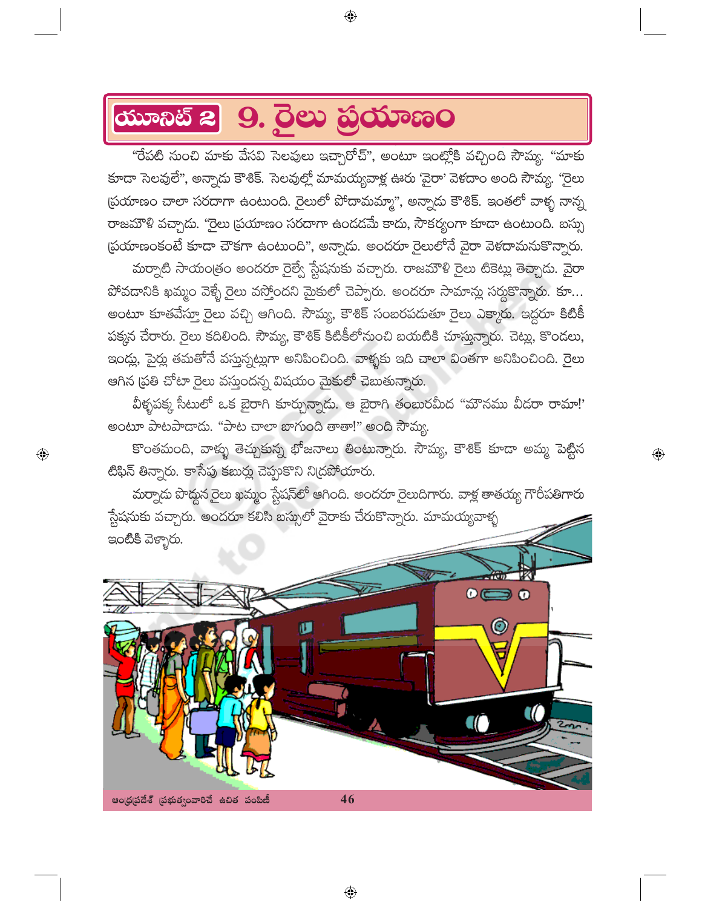# యూనిట్ 2 &nbsp; 9. రైలు ప్రయాణం

"రేపటి నుంచి మాకు వేసవి సెలవులు ఇచ్చారోచ్", అంటూ ఇంట్లోకి వచ్చింది సౌమ్య. "మాకు కూడా సెలవులే", అన్నాడు కౌశిక్. సెలవుల్లో మామయ్యవాళ్ల ఊరు 'వైరా' వెళదాం అంది సౌమ్య. "రైలు ప్రయాణం చాలా సరదాగా ఉంటుంది. రైలులో పోదామమ్మా", అన్నాడు కౌశిక్. ఇంతలో వాళ్ళ నాన్న రాజమౌళి వచ్చాడు. "రైలు ప్రయాణం సరదాగా ఉండడమే కాదు, సౌకర్యంగా కూడా ఉంటుంది. బస్సు ప్రయాణంకంటే కూడా చౌకగా ఉంటుంది", అన్నాడు. అందరూ రైలులోనే వైరా వెళదామనుకొన్నారు.

మర్నాటి సాయంత్రం అందరూ రైల్వే స్టేషనుకు వచ్చారు. రాజమౌళి రైలు టికెట్లు తెచ్చాడు. వైరా పోవడానికి ఖమ్మం వెళ్ళే రైలు వస్తోందని మైకులో చెప్పారు. అందరూ సామాన్లు సర్దుకొన్నారు. కూ... అంటూ కూతవేస్తూ రైలు వచ్చి ఆగింది. సౌమ్య, కౌశిక్ సంబరపడుతూ రైలు ఎక్కారు. ఇద్దరూ కిటికీ పక్కన చేరారు. రైలు కదిలింది. సౌమ్య, కౌశిక్ కిటికీలోనుంచి బయటికి చూస్తున్నారు. చెట్లు, కొండలు, ఇండ్లు, పైర్లు తమతోనే వస్తున్నట్లుగా అనిపించింది. వాళ్ళకు ఇది చాలా వింతగా అనిపించింది. రైలు ఆగిన ప్రతి చోటా రైలు వస్తుందన్న విషయం మైకులో చెబుతున్నారు.

వీళ్ళపక్క సీటులో ఒక బైరాగి కూర్చున్నాడు. ఆ బైరాగి తంబురమీద "మౌనము వీడరా రామా!' అంటూ పాటపాడాడు. "పాట చాలా బాగుంది తాతా!" అంది సౌమ్య.

కొంతమంది, వాళ్ళు తెచ్చుకున్న భోజనాలు తింటున్నారు. సౌమ్య, కౌశిక్ కూడా అమ్మ పెట్టిన టిఫిన్ తిన్నారు. కాసేపు కబుర్లు చెప్పుకొని నిద్రపోయారు.

మర్నాడు పొద్దున రైలు ఖమ్మం స్టేషన్‌లో ఆగింది. అందరూ రైలుదిగారు. వాళ్ల తాతయ్య గౌరీపతిగారు స్టేషనుకు వచ్చారు. అందరూ కలిసి బస్సులో వైరాకు చేరుకొన్నారు. మామయ్యవాళ్ళ ఇంటికి వెళ్ళారు.

ఆంధ్రప్రదేశ్ ప్రభుత్వంవారిచే ఉచిత పంపిణీ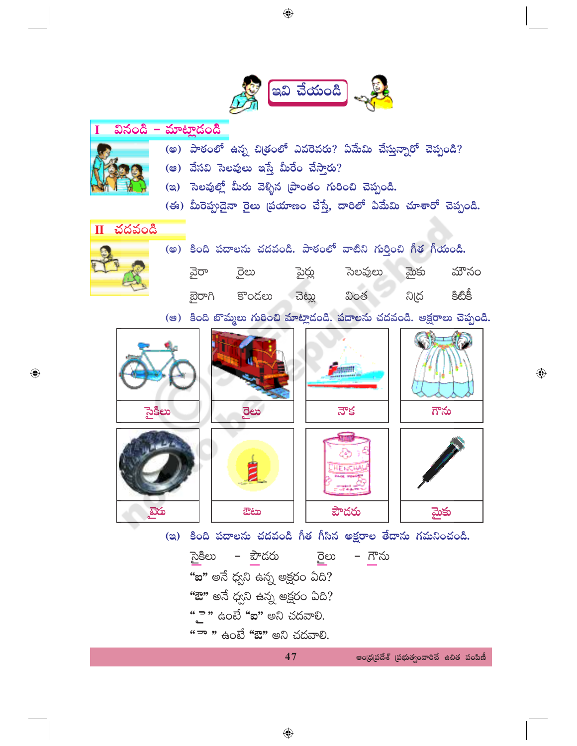## ఇవి చేయండి

### I వినండి - మాట్లాడండి

(అ) పాఠంలో ఉన్న చిత్రంలో ఎవరెవరు? ఏమేమి చేస్తున్నారో చెప్పండి?

(ఆ) వేసవి సెలవులు ఇస్తే మీరేం చేస్తారు?

(ఇ) సెలవుల్లో మీరు వెళ్ళిన ప్రాంతం గురించి చెప్పండి.

(ఈ) మీరెప్పుడైనా రైలు ప్రయాణం చేస్తే, దారిలో ఏమేమి చూశారో చెప్పండి.

### II చదవండి

(అ) కింది పదాలను చదవండి. పాఠంలో వాటిని గుర్తించి గీత గీయండి.

| వైరా | రైలు | పైర్లు | సెలవులు | మైకు | మౌనం |
|---|---|---|---|---|---|
| బైరాగి | కొండలు | చెట్లు | వింత | నిద్ర | కిటికీ |

(ఆ) కింది బొమ్మలు గురించి మాట్లాడండి. పదాలను చదవండి. అక్షరాలు చెప్పండి.

| సైకిలు | రైలు | నౌక | గౌను |
|---|---|---|---|
| టైరు | ఔటు | పౌడరు | మైకు |

(ఇ) కింది పదాలను చదవండి గీత గీసిన అక్షరాల తేడాను గమనించండి.

సైకిలు - పౌడరు &nbsp;&nbsp;&nbsp; రైలు - గౌను

"ఐ" అనే ధ్వని ఉన్న అక్షరం ఏది?

"ఔ" అనే ధ్వని ఉన్న అక్షరం ఏది?

" ై " ఉంటే "ఐ" అని చదవాలి.

" ౌ " ఉంటే "ఔ" అని చదవాలి.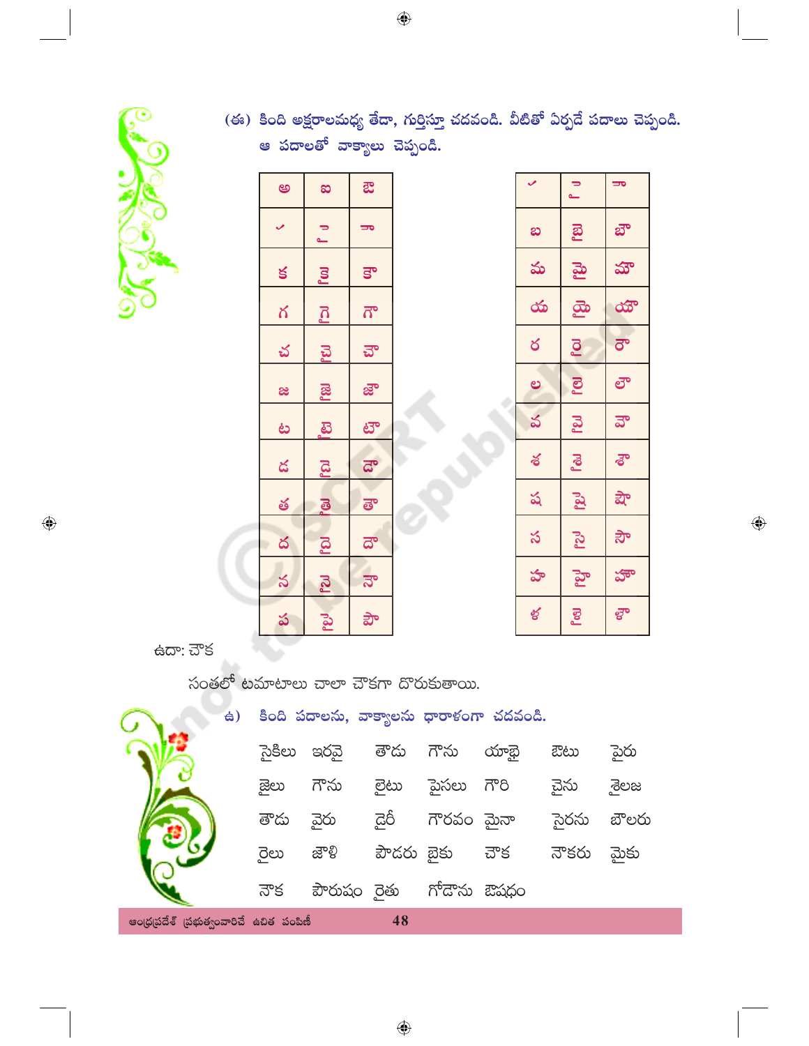(ఈ) కింది అక్షరాలమధ్య తేడా, గుర్తిస్తూ చదవండి. వీటితో ఏర్పడే పదాలు చెప్పండి. ఆ పదాలతో వాక్యాలు చెప్పండి.

| అ | ఐ | ఔ |
|---|---|---|
| ా | ై | ౌ |
| క | కై | కౌ |
| గ | గై | గౌ |
| చ | చై | చౌ |
| జ | జై | జౌ |
| ట | టై | టౌ |
| డ | డై | డౌ |
| త | తై | తౌ |
| ద | దై | దౌ |
| న | నై | నౌ |
| ప | పై | పౌ |

| ా | ై | ౌ |
|---|---|---|
| బ | బై | బౌ |
| మ | మై | మౌ |
| య | యై | యౌ |
| ర | రై | రౌ |
| ల | లై | లౌ |
| వ | వై | వౌ |
| శ | శై | శౌ |
| ష | షై | షౌ |
| స | సై | సౌ |
| హ | హై | హౌ |
| ళ | ళై | ళౌ |

ఉదా: చౌక

సంతలో టమాటాలు చాలా చౌకగా దొరుకుతాయి.

ఉ) కింది పదాలను, వాక్యాలను ధారాళంగా చదవండి.

సైకిలు ఇరవై తౌడు గౌను యాభై ఔటు పైరు

జైలు గౌను లైటు పైసలు గౌరి చైను శైలజ

తౌడు వైరు డైరీ గౌరవం మైనా సైరను బౌలరు

రైలు జౌళి పౌదరు బైకు చౌక నౌకరు మైకు

నౌక పౌరుషం రైతు గోడౌను ఔషధం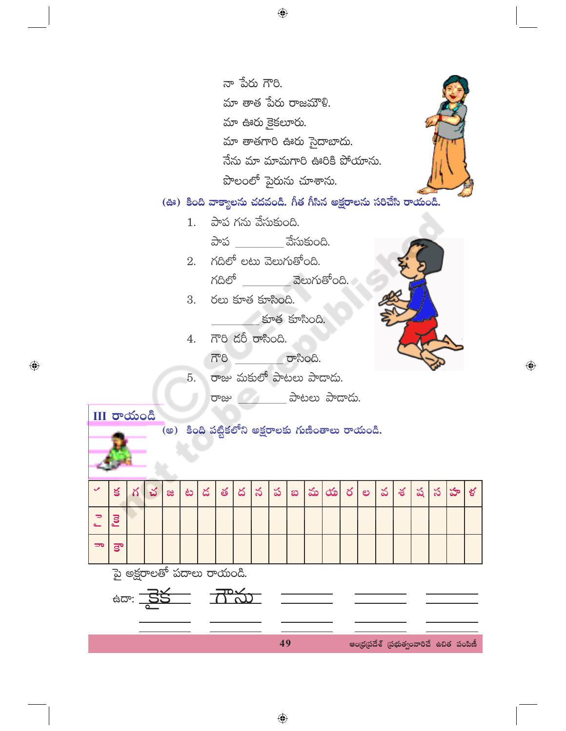నా పేరు గౌరి.

మా తాత పేరు రాజమౌళి.

మా ఊరు కైకలూరు.

మా తాతగారి ఊరు సైదాబాదు.

నేను మా మామగారి ఊరికి పోయాను.

పొలంలో పైరును చూశాను.

**(ఊ) కింది వాక్యాలను చదవండి. గీత గీసిన అక్షరాలను సరిచేసి రాయండి.**

1. పాప గను వేసుకుంది.

   పాప ________ వేసుకుంది.

2. గదిలో లటు వెలుగుతోంది.

   గదిలో ________ వెలుగుతోంది.

3. రలు కూత కూసింది.

   ________ కూత కూసింది.

4. గౌరి దరీ రాసింది.

   గౌరి ________ రాసింది.

5. రాజు మకులో పాటలు పాడాడు.

   రాజు ________ పాటలు పాడాడు.

## III రాయండి

**(అ) కింది పట్టికలోని అక్షరాలకు గుణింతాలు రాయండి.**

| ా | క | గ | చ | జ | ట | డ | త | ద | న | ప | బ | మ | య | ర | ల | వ | శ | ష | స | హ | ళ |
|---|---|---|---|---|---|---|---|---|---|---|---|---|---|---|---|---|---|---|---|---|---|
| ై | కై | | | | | | | | | | | | | | | | | | | | |
| ౌ | కౌ | | | | | | | | | | | | | | | | | | | | |

పై అక్షరాలతో పదాలు రాయండి.

ఉదా: కైక  గౌను  ________  ________  ________

________  ________  ________  ________  ________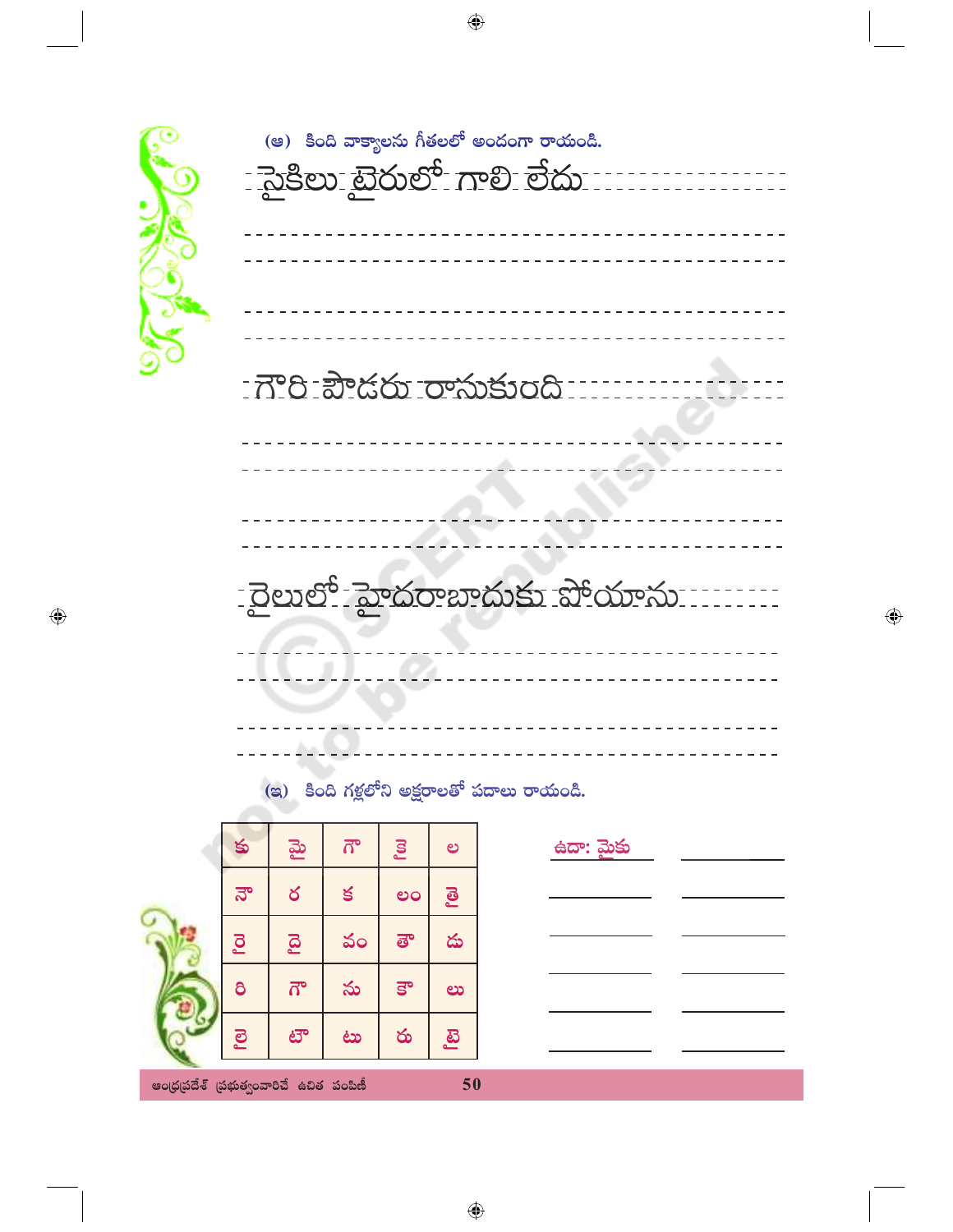(ఆ) కింది వాక్యాలను గీతలలో అందంగా రాయండి.

సైకిలు టైరులో గాలి లేదు

గౌరి పౌడరు రాసుకుంది

రైలులో హైదరాబాదుకు పోయాను

(ఇ) కింది గళ్లలోని అక్షరాలతో పదాలు రాయండి.

| కు | మై | గౌ | కై | ల |
|---|---|---|---|---|
| నౌ | ర | క | లం | తై |
| రై | దై | వం | తౌ | డు |
| రి | గా | సు | కౌ | లు |
| లై | టౌ | టు | రు | టై |

ఉదా: మైకు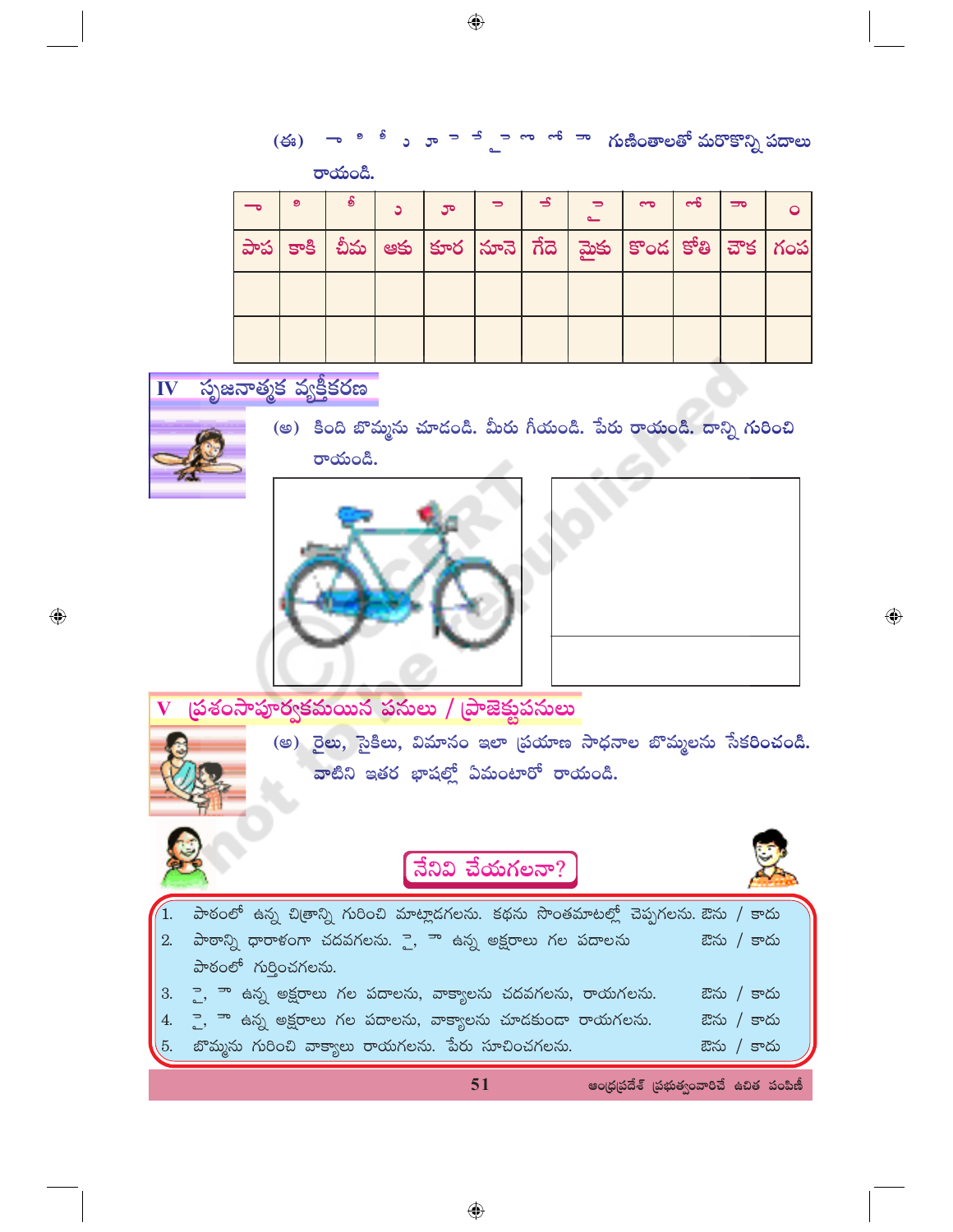(ఈ) ా ి ీ ు ూ ె ే ై ొ ో ౌ ం గుణింతాలతో మరొకొన్ని పదాలు రాయండి.

| ా | ి | ీ | ు | ూ | ె | ే | ై | ొ | ో | ౌ | ం |
|---|---|---|---|---|---|---|---|---|---|---|---|
| పాప | కాకి | చీమ | ఆకు | కూర | నూనె | గేదె | మైకు | కొండ | కోతి | చౌక | గంప |
| | | | | | | | | | | | |
| | | | | | | | | | | | |

## IV సృజనాత్మక వ్యక్తీకరణ

(అ) కింది బొమ్మను చూడండి. మీరు గీయండి. పేరు రాయండి. దాన్ని గురించి రాయండి.

## V ప్రశంసాపూర్వకమయిన పనులు / ప్రాజెక్టుపనులు

(అ) రైలు, సైకిలు, విమానం ఇలా ప్రయాణ సాధనాల బొమ్మలను సేకరించండి. వాటిని ఇతర భాషల్లో ఏమంటారో రాయండి.

### నేనివి చేయగలనా?

1. పాఠంలో ఉన్న చిత్రాన్ని గురించి మాట్లాడగలను. కథను సొంతమాటల్లో చెప్పగలను. ఔను / కాదు
2. పాఠాన్ని ధారాళంగా చదవగలను. ై, ౌ ఉన్న అక్షరాలు గల పదాలను పాఠంలో గుర్తించగలను. ఔను / కాదు
3. ై, ౌ ఉన్న అక్షరాలు గల పదాలను, వాక్యాలను చదవగలను, రాయగలను. ఔను / కాదు
4. ై, ౌ ఉన్న అక్షరాలు గల పదాలను, వాక్యాలను చూడకుండా రాయగలను. ఔను / కాదు
5. బొమ్మను గురించి వాక్యాలు రాయగలను. పేరు సూచించగలను. ఔను / కాదు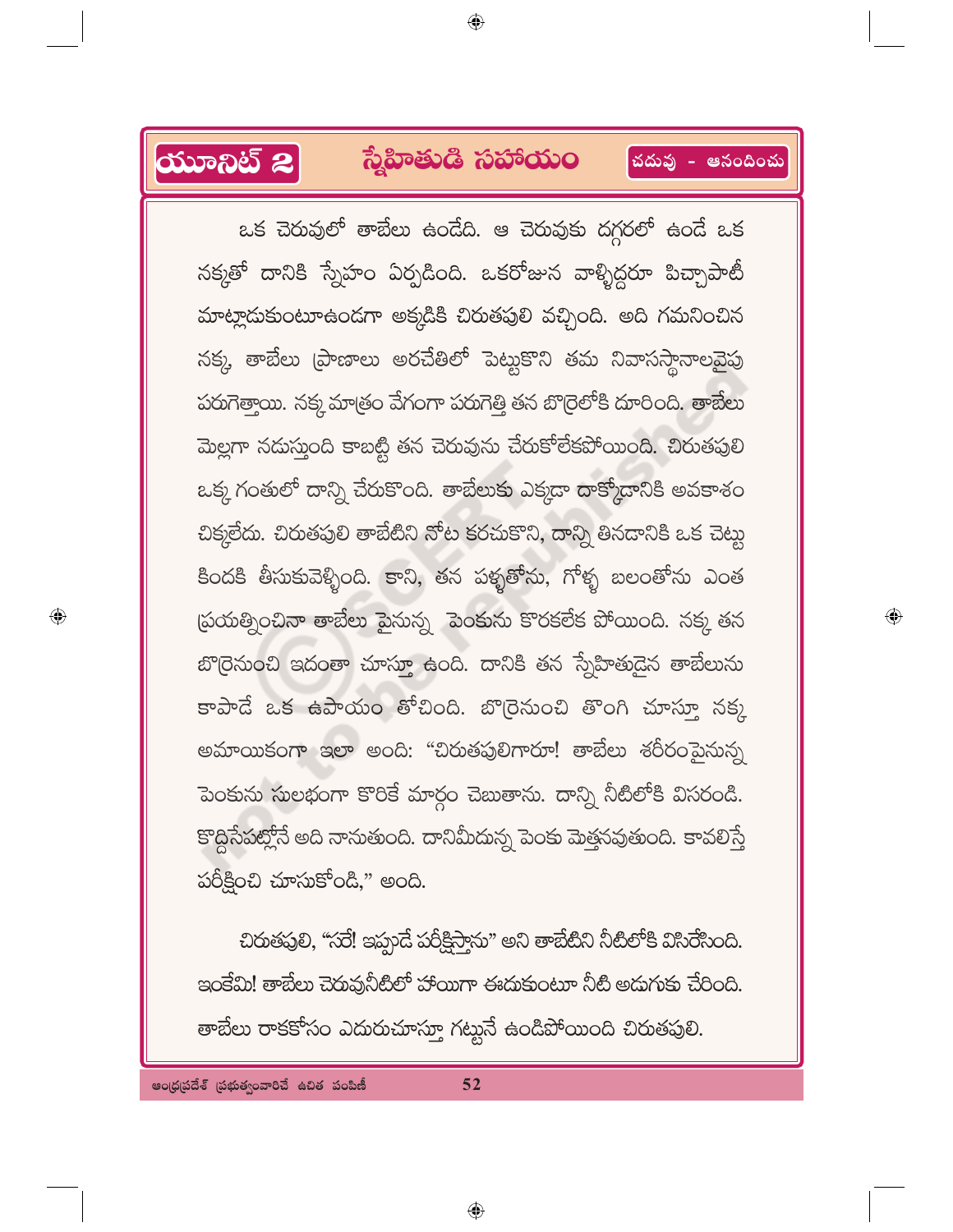యూనిట్ 2

# స్నేహితుడి సహాయం

చదువు - ఆనందించు

ఒక చెరువులో తాబేలు ఉండేది. ఆ చెరువుకు దగ్గరలో ఉండే ఒక నక్కతో దానికి స్నేహం ఏర్పడింది. ఒకరోజున వాళ్ళిద్దరూ పిచ్చాపాటీ మాట్లాడుకుంటూఉండగా అక్కడికి చిరుతపులి వచ్చింది. అది గమనించిన నక్క, తాబేలు ప్రాణాలు అరచేతిలో పెట్టుకొని తమ నివాసస్థానాలవైపు పరుగెత్తాయి. నక్క మాత్రం వేగంగా పరుగెత్తి తన బొర్రెలోకి దూరింది. తాబేలు మెల్లగా నడుస్తుంది కాబట్టి తన చెరువును చేరుకోలేకపోయింది. చిరుతపులి ఒక్క గంతులో దాన్ని చేరుకొంది. తాబేలుకు ఎక్కడా దాక్కోడానికి అవకాశం చిక్కలేదు. చిరుతపులి తాబేటిని నోట కరచుకొని, దాన్ని తినడానికి ఒక చెట్టు కిందకి తీసుకువెళ్ళింది. కాని, తన పళ్ళతోను, గోళ్ళ బలంతోను ఎంత ప్రయత్నించినా తాబేలు పైనున్న పెంకును కొరకలేక పోయింది. నక్క తన బొర్రెనుంచి ఇదంతా చూస్తూ ఉంది. దానికి తన స్నేహితుడైన తాబేలును కాపాడే ఒక ఉపాయం తోచింది. బొర్రెనుంచి తొంగి చూస్తూ నక్క అమాయికంగా ఇలా అంది: "చిరుతపులిగారూ! తాబేలు శరీరంపైనున్న పెంకును సులభంగా కొరికే మార్గం చెబుతాను. దాన్ని నీటిలోకి విసరండి. కొద్దిసేపట్లోనే అది నానుతుంది. దానిమీదున్న పెంకు మెత్తనవుతుంది. కావలిస్తే పరీక్షించి చూసుకోండి," అంది.

చిరుతపులి, "సరే! ఇప్పుడే పరీక్షిస్తాను" అని తాబేటిని నీటిలోకి విసిరేసింది. ఇంకేమి! తాబేలు చెరువునీటిలో హాయిగా ఈదుకుంటూ నీటి అడుగుకు చేరింది. తాబేలు రాకకోసం ఎదురుచూస్తూ గట్టునే ఉండిపోయింది చిరుతపులి.